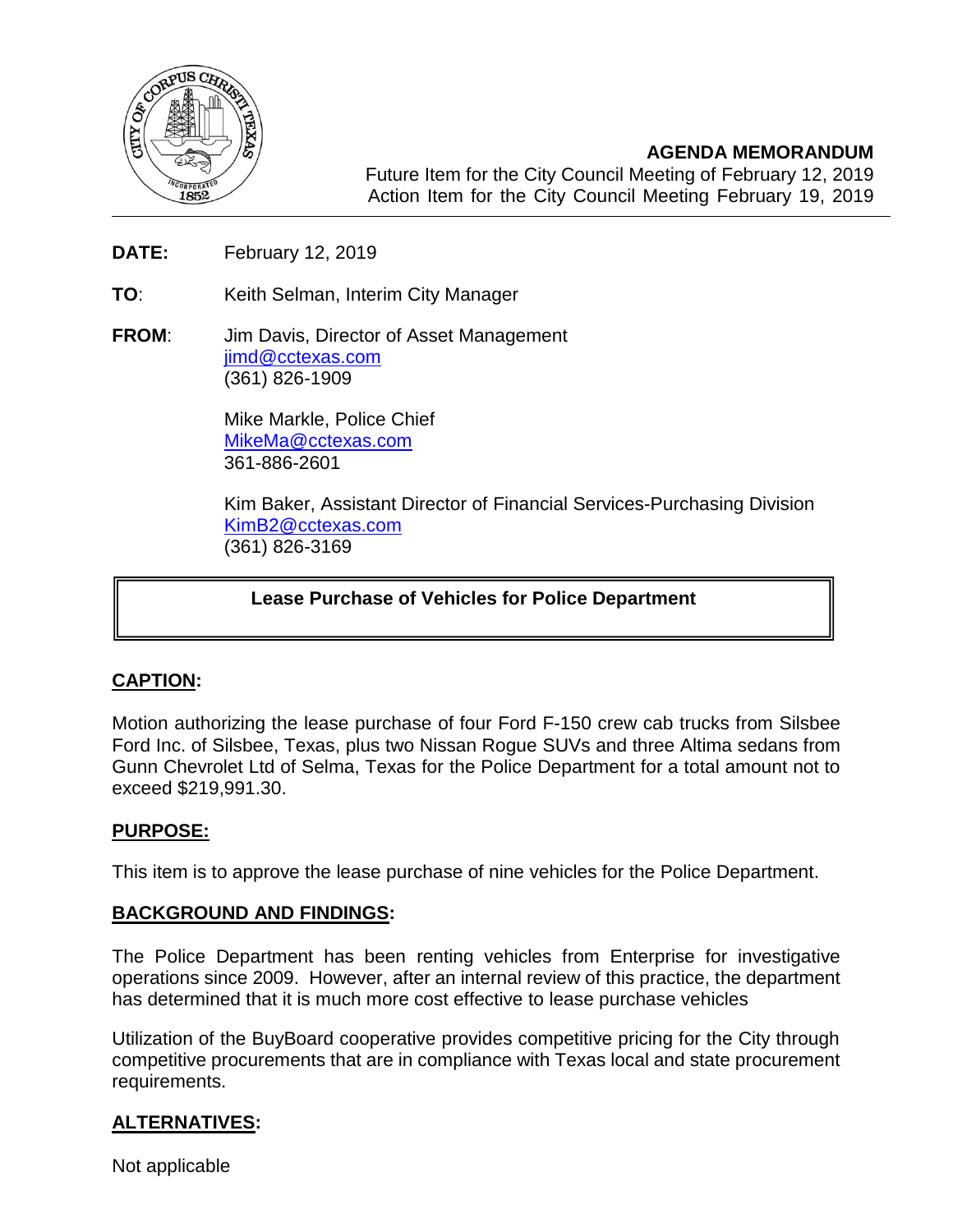## AGENDA MEMORANDUM

Future Item for the City Council Meeting of February 12, 2019
Action Item for the City Council Meeting February 19, 2019

**DATE:** February 12, 2019

**TO**: Keith Selman, Interim City Manager

**FROM**: Jim Davis, Director of Asset Management
jimd@cctexas.com
(361) 826-1909

Mike Markle, Police Chief
MikeMa@cctexas.com
361-886-2601

Kim Baker, Assistant Director of Financial Services-Purchasing Division
KimB2@cctexas.com
(361) 826-3169

**Lease Purchase of Vehicles for Police Department**

## CAPTION:

Motion authorizing the lease purchase of four Ford F-150 crew cab trucks from Silsbee Ford Inc. of Silsbee, Texas, plus two Nissan Rogue SUVs and three Altima sedans from Gunn Chevrolet Ltd of Selma, Texas for the Police Department for a total amount not to exceed $219,991.30.

## PURPOSE:

This item is to approve the lease purchase of nine vehicles for the Police Department.

## BACKGROUND AND FINDINGS:

The Police Department has been renting vehicles from Enterprise for investigative operations since 2009. However, after an internal review of this practice, the department has determined that it is much more cost effective to lease purchase vehicles

Utilization of the BuyBoard cooperative provides competitive pricing for the City through competitive procurements that are in compliance with Texas local and state procurement requirements.

## ALTERNATIVES:

Not applicable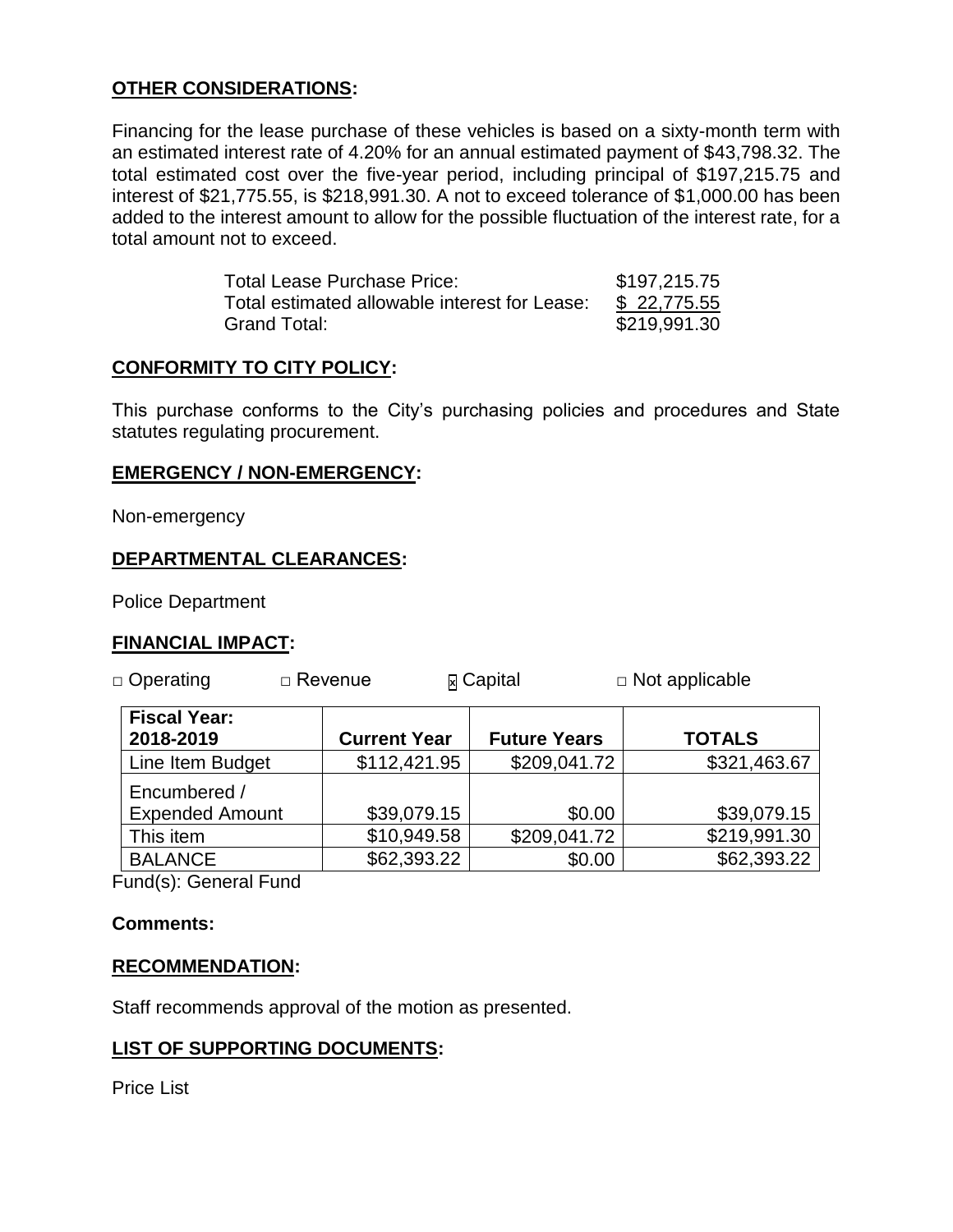## OTHER CONSIDERATIONS:

Financing for the lease purchase of these vehicles is based on a sixty-month term with an estimated interest rate of 4.20% for an annual estimated payment of $43,798.32. The total estimated cost over the five-year period, including principal of $197,215.75 and interest of $21,775.55, is $218,991.30. A not to exceed tolerance of $1,000.00 has been added to the interest amount to allow for the possible fluctuation of the interest rate, for a total amount not to exceed.

| | |
|---|---|
| Total Lease Purchase Price: | $197,215.75 |
| Total estimated allowable interest for Lease: | $ 22,775.55 |
| Grand Total: | $219,991.30 |

## CONFORMITY TO CITY POLICY:

This purchase conforms to the City's purchasing policies and procedures and State statutes regulating procurement.

## EMERGENCY / NON-EMERGENCY:

Non-emergency

## DEPARTMENTAL CLEARANCES:

Police Department

## FINANCIAL IMPACT:

□ Operating □ Revenue ☒ Capital □ Not applicable

| Fiscal Year: 2018-2019 | Current Year | Future Years | TOTALS |
|---|---|---|---|
| Line Item Budget | $112,421.95 | $209,041.72 | $321,463.67 |
| Encumbered / Expended Amount | $39,079.15 | $0.00 | $39,079.15 |
| This item | $10,949.58 | $209,041.72 | $219,991.30 |
| BALANCE | $62,393.22 | $0.00 | $62,393.22 |

Fund(s): General Fund

**Comments:**

## RECOMMENDATION:

Staff recommends approval of the motion as presented.

## LIST OF SUPPORTING DOCUMENTS:

Price List